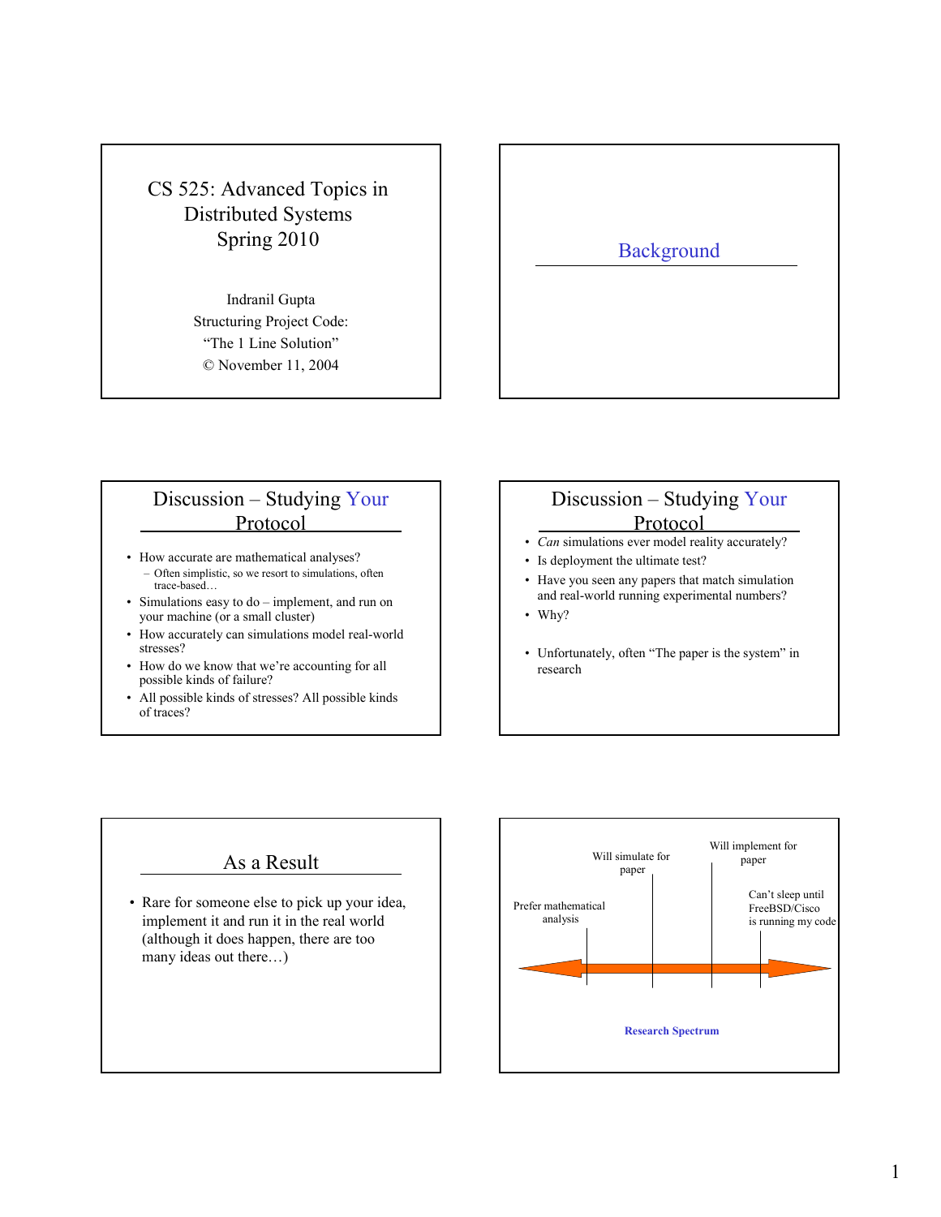# CS 525: Advanced Topics in Distributed Systems Spring 2010

Indranil Gupta
Structuring Project Code:
"The 1 Line Solution"
© November 11, 2004

## Background

## Discussion – Studying Your Protocol

- How accurate are mathematical analyses?
  - Often simplistic, so we resort to simulations, often trace-based…
- Simulations easy to do – implement, and run on your machine (or a small cluster)
- How accurately can simulations model real-world stresses?
- How do we know that we're accounting for all possible kinds of failure?
- All possible kinds of stresses? All possible kinds of traces?

## Discussion – Studying Your Protocol

- *Can* simulations ever model reality accurately?
- Is deployment the ultimate test?
- Have you seen any papers that match simulation and real-world running experimental numbers?
- Why?
- Unfortunately, often "The paper is the system" in research

## As a Result

- Rare for someone else to pick up your idea, implement it and run it in the real world (although it does happen, there are too many ideas out there…)

---

Prefer mathematical analysis | Will simulate for paper | Will implement for paper | Can't sleep until FreeBSD/Cisco is running my code

**Research Spectrum**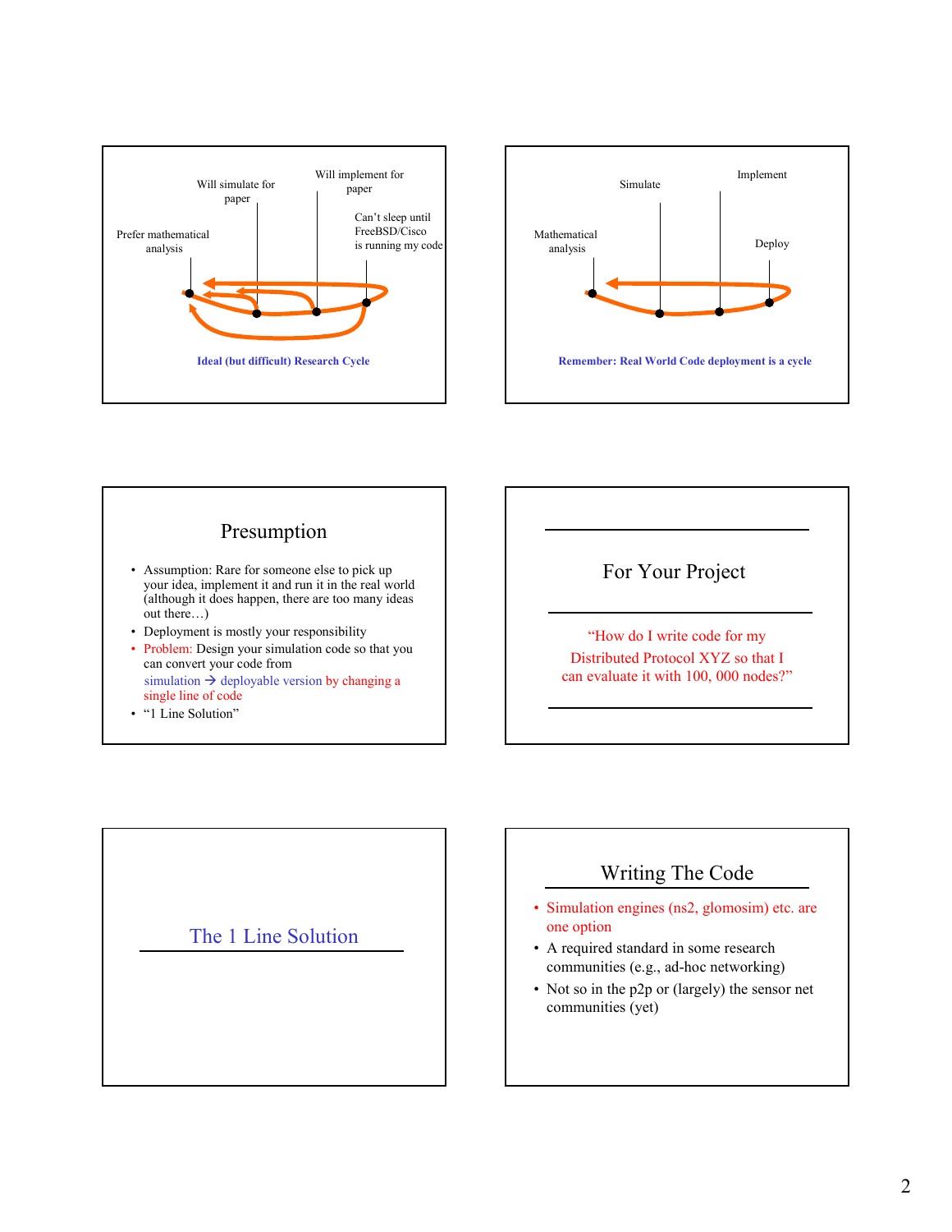Will simulate for paper

Will implement for paper

Prefer mathematical analysis

Can't sleep until FreeBSD/Cisco is running my code

**Ideal (but difficult) Research Cycle**

Simulate

Implement

Mathematical analysis

Deploy

**Remember: Real World Code deployment is a cycle**

## Presumption

- Assumption: Rare for someone else to pick up your idea, implement it and run it in the real world (although it does happen, there are too many ideas out there…)
- Deployment is mostly your responsibility
- Problem: Design your simulation code so that you can convert your code from simulation → deployable version by changing a single line of code
- "1 Line Solution"

## For Your Project

"How do I write code for my Distributed Protocol XYZ so that I can evaluate it with 100, 000 nodes?"

## The 1 Line Solution

## Writing The Code

- Simulation engines (ns2, glomosim) etc. are one option
- A required standard in some research communities (e.g., ad-hoc networking)
- Not so in the p2p or (largely) the sensor net communities (yet)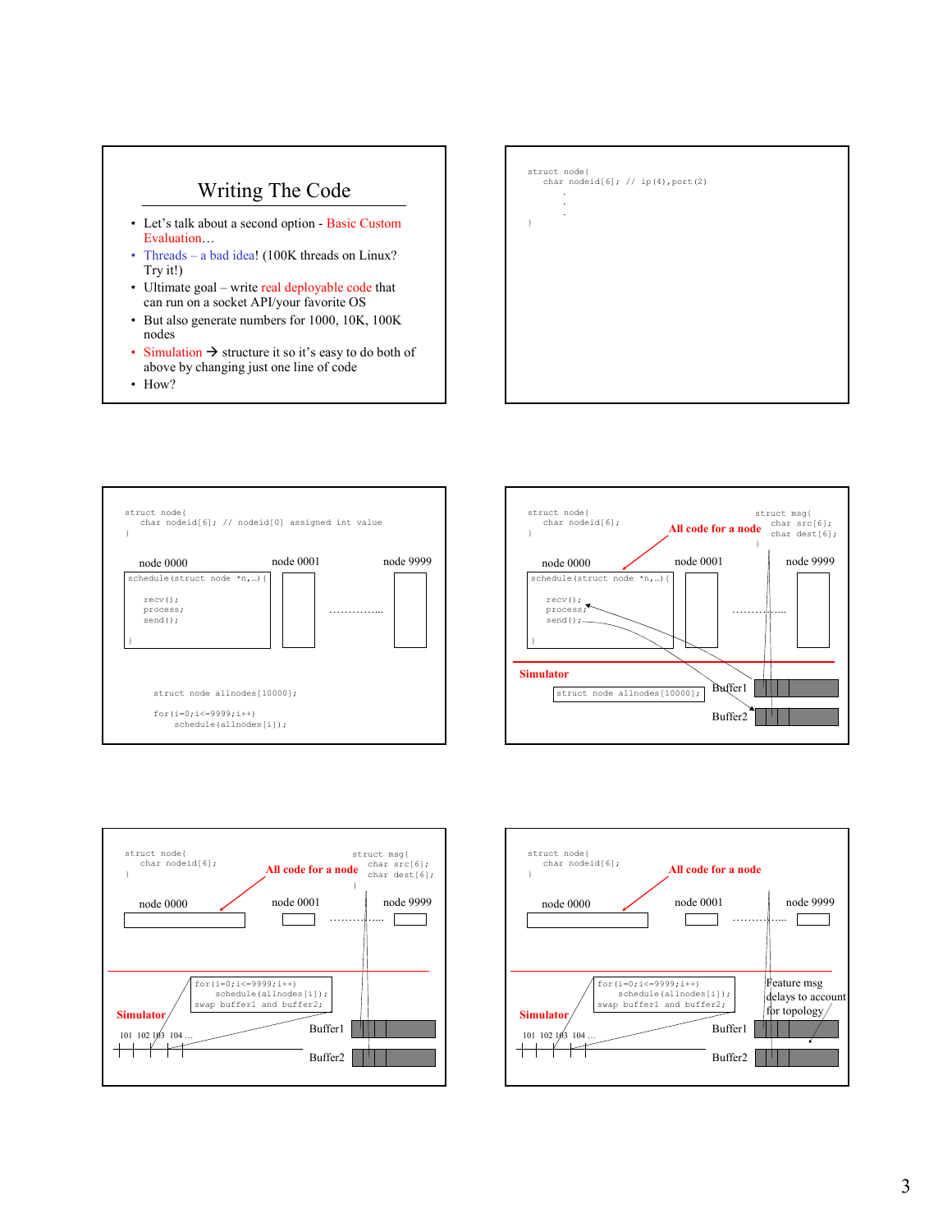## Writing The Code

- Let's talk about a second option - Basic Custom Evaluation…
- Threads – a bad idea! (100K threads on Linux? Try it!)
- Ultimate goal – write real deployable code that can run on a socket API/your favorite OS
- But also generate numbers for 1000, 10K, 100K nodes
- Simulation → structure it so it's easy to do both of above by changing just one line of code
- How?

---

```
struct node{
   char nodeid[6]; // ip(4),port(2)
      .
      .
      .
}
```

---

```
struct node{
   char nodeid[6]; // nodeid[0] assigned int value
}
```

node 0000 node 0001 node 9999

```
schedule(struct node *n,…){

   recv();
   process;
   send();

}
```

……………..

```
struct node allnodes[10000];

for(i=0;i<=9999;i++)
    schedule(allnodes[i]);
```

---

```
struct node{
   char nodeid[6];
}
```

```
struct msg{
   char src[6];
   char dest[6];
}
```

**All code for a node**

node 0000 node 0001 node 9999

```
schedule(struct node *n,…){

   recv();
   process;
   send();

}
```

……………..

**Simulator**

```
struct node allnodes[10000];
```

Buffer1

Buffer2

---

```
struct node{
   char nodeid[6];
}
```

```
struct msg{
   char src[6];
   char dest[6];
}
```

**All code for a node**

node 0000 node 0001 node 9999

……………..

**Simulator**

```
for(i=0;i<=9999;i++)
    schedule(allnodes[i]);
swap buffer1 and buffer2;
```

101 102 103 104 …

Buffer1

Buffer2

---

```
struct node{
   char nodeid[6];
}
```

**All code for a node**

node 0000 node 0001 node 9999

……………..

**Simulator**

```
for(i=0;i<=9999;i++)
    schedule(allnodes[i]);
swap buffer1 and buffer2;
```

101 102 103 104 …

Feature msg delays to account for topology

Buffer1

Buffer2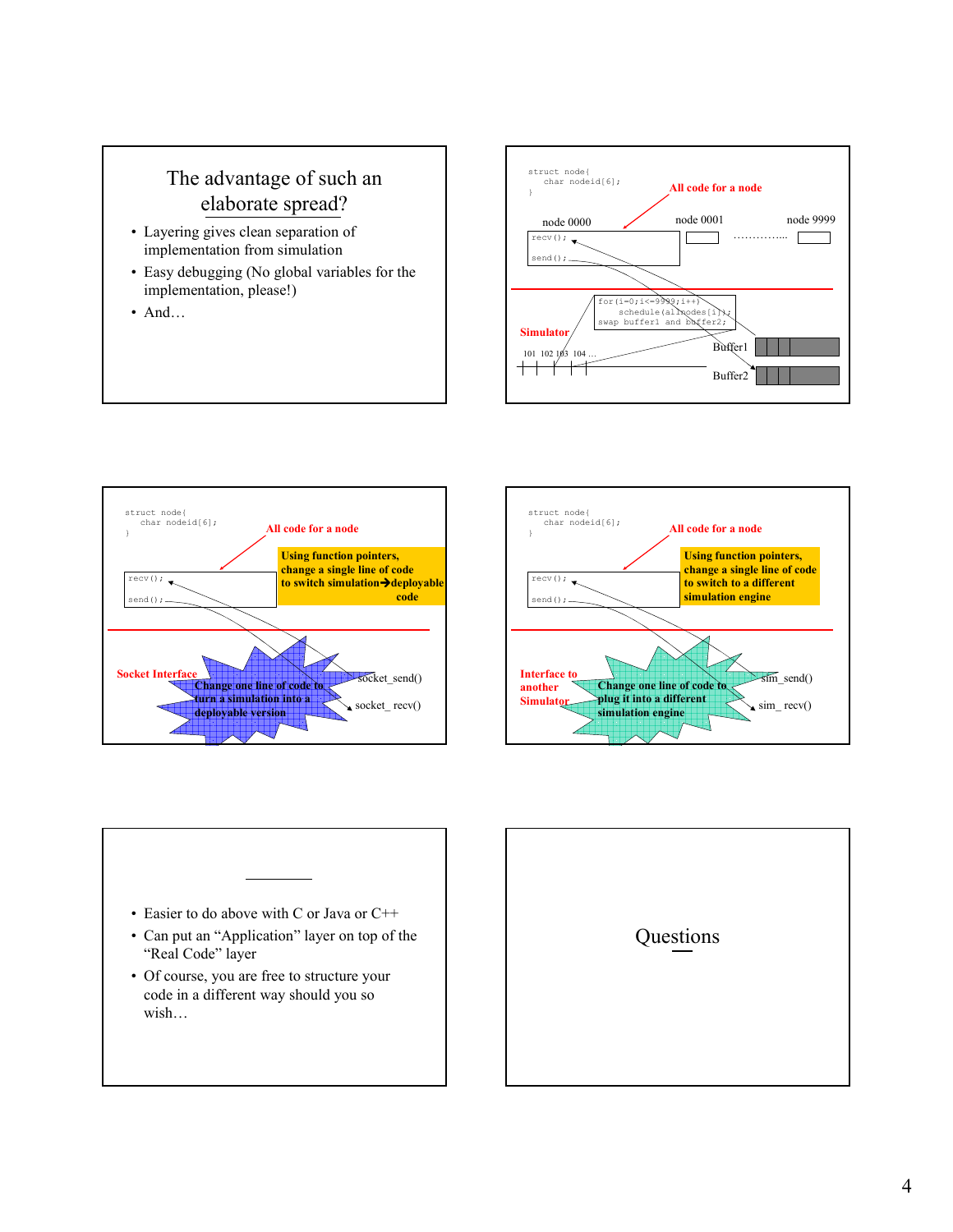## The advantage of such an elaborate spread?

- Layering gives clean separation of implementation from simulation
- Easy debugging (No global variables for the implementation, please!)
- And…

```
struct node{
  char nodeid[6];
}
```

All code for a node

node 0000 node 0001 …………... node 9999

```
recv();
send();
```

```
for(i=0;i<=9999;i++)
  schedule(allnodes[i]);
swap buffer1 and buffer2;
```

Simulator

101 102 103 104 …

Buffer1

Buffer2

```
struct node{
  char nodeid[6];
}
```

All code for a node

**Using function pointers, change a single line of code to switch simulation→deployable code**

```
recv();
send();
```

Socket Interface

**Change one line of code to turn a simulation into a deployable version**

socket_send()

socket_ recv()

```
struct node{
  char nodeid[6];
}
```

All code for a node

**Using function pointers, change a single line of code to switch to a different simulation engine**

```
recv();
send();
```

Interface to another Simulator

**Change one line of code to plug it into a different simulation engine**

sim_send()

sim_ recv()

- Easier to do above with C or Java or C++
- Can put an "Application" layer on top of the "Real Code" layer
- Of course, you are free to structure your code in a different way should you so wish…

## Questions